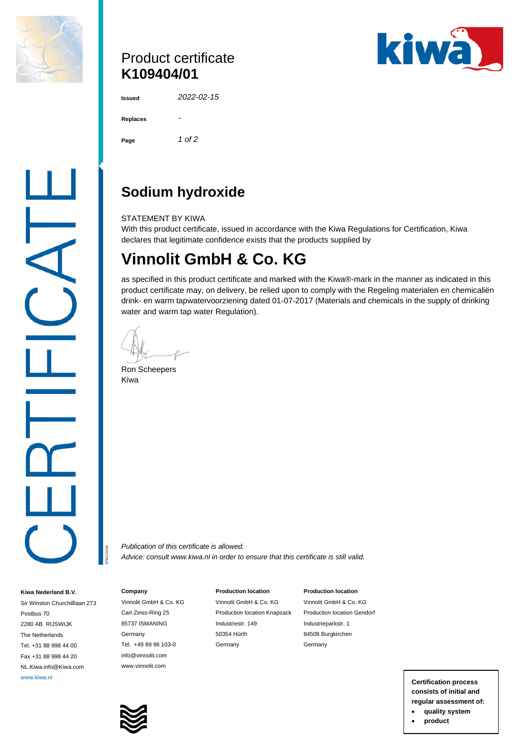# Product certificate
# K109404/01

| | |
|---|---|
| **Issued** | *2022-02-15* |
| **Replaces** | - |
| **Page** | *1 of 2* |

## Sodium hydroxide

STATEMENT BY KIWA

With this product certificate, issued in accordance with the Kiwa Regulations for Certification, Kiwa declares that legitimate confidence exists that the products supplied by

## Vinnolit GmbH & Co. KG

as specified in this product certificate and marked with the Kiwa®-mark in the manner as indicated in this product certificate may, on delivery, be relied upon to comply with the Regeling materialen en chemicaliën drink- en warm tapwatervoorziening dated 01-07-2017 (Materials and chemicals in the supply of drinking water and warm tap water Regulation).

Ron Scheepers
Kiwa

*Publication of this certificate is allowed.*
*Advice: consult www.kiwa.nl in order to ensure that this certificate is still valid.*

575/171015

**Kiwa Nederland B.V.**
Sir Winston Churchilllaan 273
Postbus 70
2280 AB RIJSWIJK
The Netherlands
Tel. +31 88 998 44 00
Fax +31 88 998 44 20
NL.Kiwa.info@Kiwa.com
www.kiwa.nl

**Company**
Vinnolit GmbH & Co. KG
Carl-Zeiss-Ring 25
85737 ISMANING
Germany
Tel. +49 89 96 103-0
info@vinnolit.com
www.vinnolit.com

**Production location**
Vinnolit GmbH & Co. KG
Production location Knapsack
Industriestr. 149
50354 Hürth
Germany

**Production location**
Vinnolit GmbH & Co. KG
Production location Gendorf
Industrieparkstr. 1
84508 Burgkirchen
Germany

**Certification process consists of initial and regular assessment of:**

- **quality system**
- **product**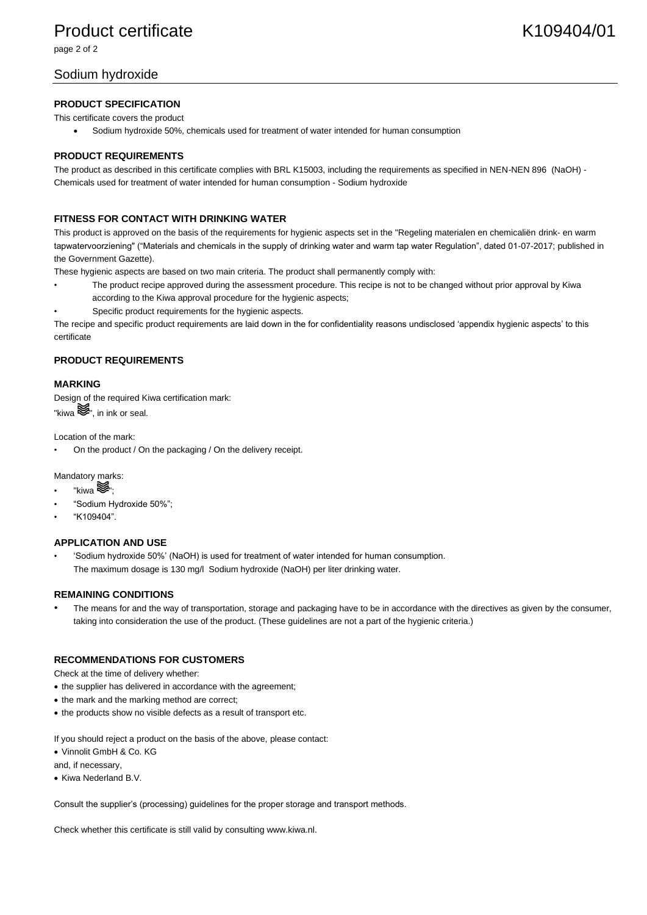# Product certificate K109404/01

## Sodium hydroxide

### PRODUCT SPECIFICATION

This certificate covers the product

- Sodium hydroxide 50%, chemicals used for treatment of water intended for human consumption

### PRODUCT REQUIREMENTS

The product as described in this certificate complies with BRL K15003, including the requirements as specified in NEN-NEN 896 (NaOH) - Chemicals used for treatment of water intended for human consumption - Sodium hydroxide

### FITNESS FOR CONTACT WITH DRINKING WATER

This product is approved on the basis of the requirements for hygienic aspects set in the "Regeling materialen en chemicaliën drink- en warm tapwatervoorziening" ("Materials and chemicals in the supply of drinking water and warm tap water Regulation", dated 01-07-2017; published in the Government Gazette).

These hygienic aspects are based on two main criteria. The product shall permanently comply with:

- The product recipe approved during the assessment procedure. This recipe is not to be changed without prior approval by Kiwa according to the Kiwa approval procedure for the hygienic aspects;
- Specific product requirements for the hygienic aspects.

The recipe and specific product requirements are laid down in the for confidentiality reasons undisclosed 'appendix hygienic aspects' to this certificate

### PRODUCT REQUIREMENTS

### MARKING

Design of the required Kiwa certification mark:
"kiwa", in ink or seal.

Location of the mark:

- On the product / On the packaging / On the delivery receipt.

Mandatory marks:

- "kiwa";
- "Sodium Hydroxide 50%";
- "K109404".

### APPLICATION AND USE

- 'Sodium hydroxide 50%' (NaOH) is used for treatment of water intended for human consumption.
  The maximum dosage is 130 mg/l Sodium hydroxide (NaOH) per liter drinking water.

### REMAINING CONDITIONS

- The means for and the way of transportation, storage and packaging have to be in accordance with the directives as given by the consumer, taking into consideration the use of the product. (These guidelines are not a part of the hygienic criteria.)

### RECOMMENDATIONS FOR CUSTOMERS

Check at the time of delivery whether:

- the supplier has delivered in accordance with the agreement;
- the mark and the marking method are correct;
- the products show no visible defects as a result of transport etc.

If you should reject a product on the basis of the above, please contact:

- Vinnolit GmbH & Co. KG

and, if necessary,

- Kiwa Nederland B.V.

Consult the supplier's (processing) guidelines for the proper storage and transport methods.

Check whether this certificate is still valid by consulting www.kiwa.nl.